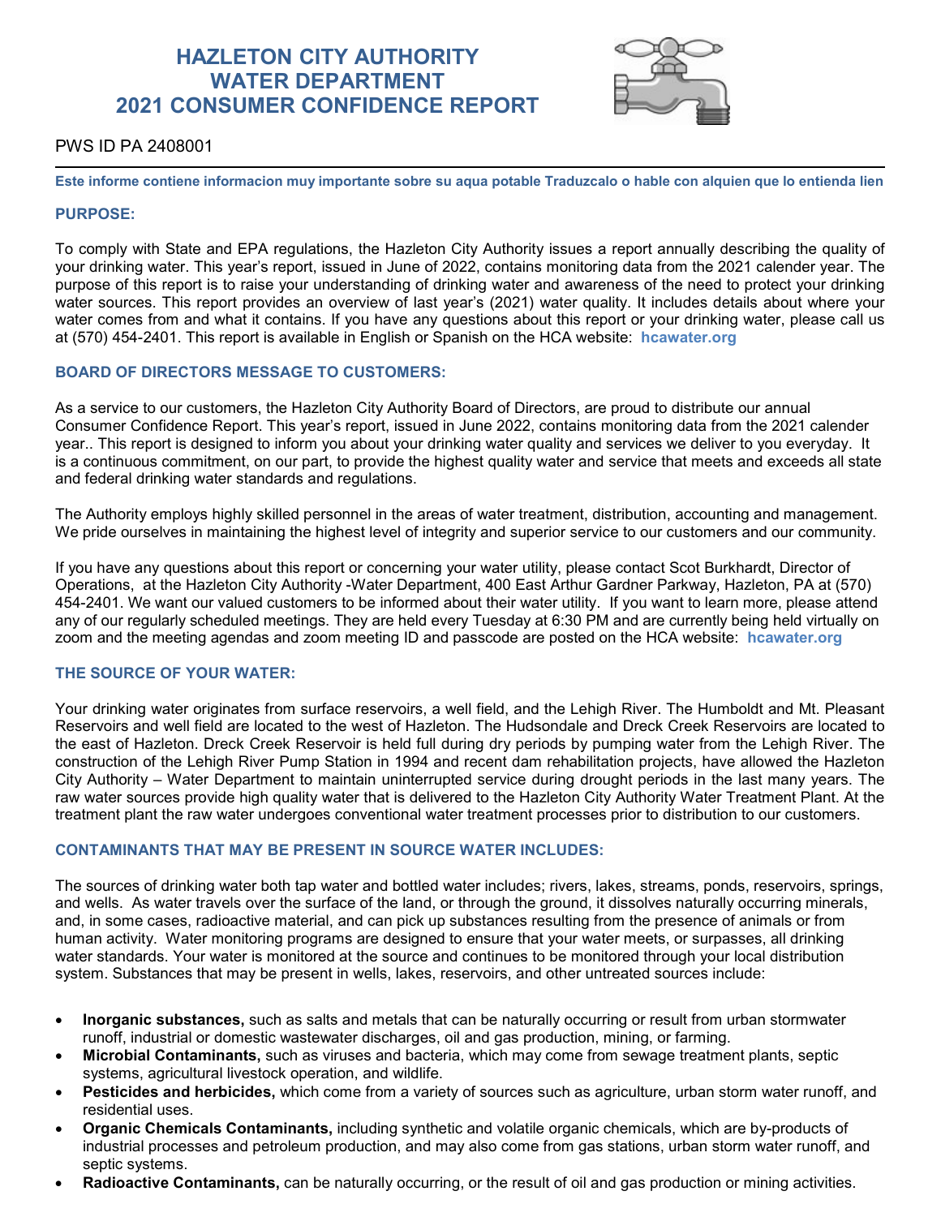# HAZLETON CITY AUTHORITY
# WATER DEPARTMENT
# 2021 CONSUMER CONFIDENCE REPORT

PWS ID PA 2408001

**Este informe contiene informacion muy importante sobre su aqua potable Traduzcalo o hable con alquien que lo entienda lien**

## PURPOSE:

To comply with State and EPA regulations, the Hazleton City Authority issues a report annually describing the quality of your drinking water. This year's report, issued in June of 2022, contains monitoring data from the 2021 calender year. The purpose of this report is to raise your understanding of drinking water and awareness of the need to protect your drinking water sources. This report provides an overview of last year's (2021) water quality. It includes details about where your water comes from and what it contains. If you have any questions about this report or your drinking water, please call us at (570) 454-2401. This report is available in English or Spanish on the HCA website: **hcawater.org**

## BOARD OF DIRECTORS MESSAGE TO CUSTOMERS:

As a service to our customers, the Hazleton City Authority Board of Directors, are proud to distribute our annual Consumer Confidence Report. This year's report, issued in June 2022, contains monitoring data from the 2021 calender year.. This report is designed to inform you about your drinking water quality and services we deliver to you everyday. It is a continuous commitment, on our part, to provide the highest quality water and service that meets and exceeds all state and federal drinking water standards and regulations.

The Authority employs highly skilled personnel in the areas of water treatment, distribution, accounting and management. We pride ourselves in maintaining the highest level of integrity and superior service to our customers and our community.

If you have any questions about this report or concerning your water utility, please contact Scot Burkhardt, Director of Operations, at the Hazleton City Authority -Water Department, 400 East Arthur Gardner Parkway, Hazleton, PA at (570) 454-2401. We want our valued customers to be informed about their water utility. If you want to learn more, please attend any of our regularly scheduled meetings. They are held every Tuesday at 6:30 PM and are currently being held virtually on zoom and the meeting agendas and zoom meeting ID and passcode are posted on the HCA website: **hcawater.org**

## THE SOURCE OF YOUR WATER:

Your drinking water originates from surface reservoirs, a well field, and the Lehigh River. The Humboldt and Mt. Pleasant Reservoirs and well field are located to the west of Hazleton. The Hudsondale and Dreck Creek Reservoirs are located to the east of Hazleton. Dreck Creek Reservoir is held full during dry periods by pumping water from the Lehigh River. The construction of the Lehigh River Pump Station in 1994 and recent dam rehabilitation projects, have allowed the Hazleton City Authority – Water Department to maintain uninterrupted service during drought periods in the last many years. The raw water sources provide high quality water that is delivered to the Hazleton City Authority Water Treatment Plant. At the treatment plant the raw water undergoes conventional water treatment processes prior to distribution to our customers.

## CONTAMINANTS THAT MAY BE PRESENT IN SOURCE WATER INCLUDES:

The sources of drinking water both tap water and bottled water includes; rivers, lakes, streams, ponds, reservoirs, springs, and wells. As water travels over the surface of the land, or through the ground, it dissolves naturally occurring minerals, and, in some cases, radioactive material, and can pick up substances resulting from the presence of animals or from human activity. Water monitoring programs are designed to ensure that your water meets, or surpasses, all drinking water standards. Your water is monitored at the source and continues to be monitored through your local distribution system. Substances that may be present in wells, lakes, reservoirs, and other untreated sources include:

- **Inorganic substances,** such as salts and metals that can be naturally occurring or result from urban stormwater runoff, industrial or domestic wastewater discharges, oil and gas production, mining, or farming.
- **Microbial Contaminants,** such as viruses and bacteria, which may come from sewage treatment plants, septic systems, agricultural livestock operation, and wildlife.
- **Pesticides and herbicides,** which come from a variety of sources such as agriculture, urban storm water runoff, and residential uses.
- **Organic Chemicals Contaminants,** including synthetic and volatile organic chemicals, which are by-products of industrial processes and petroleum production, and may also come from gas stations, urban storm water runoff, and septic systems.
- **Radioactive Contaminants,** can be naturally occurring, or the result of oil and gas production or mining activities.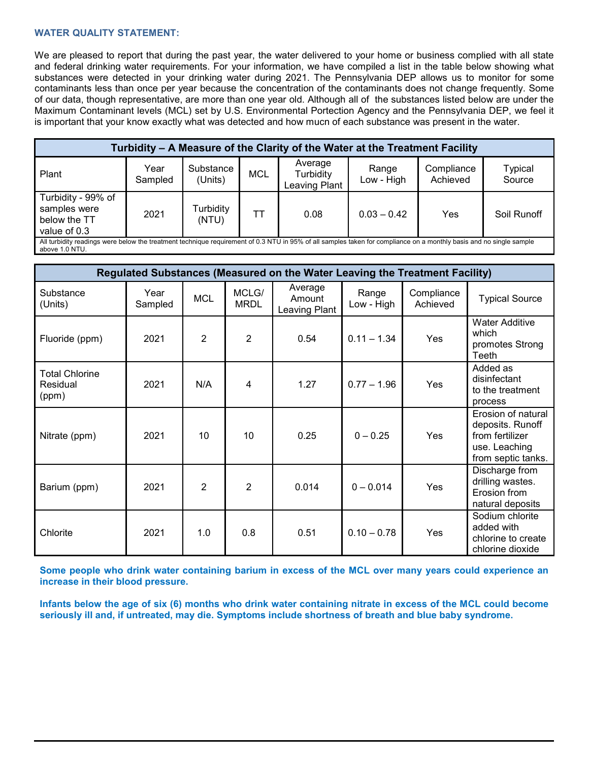**WATER QUALITY STATEMENT:**

We are pleased to report that during the past year, the water delivered to your home or business complied with all state and federal drinking water requirements. For your information, we have compiled a list in the table below showing what substances were detected in your drinking water during 2021. The Pennsylvania DEP allows us to monitor for some contaminants less than once per year because the concentration of the contaminants does not change frequently. Some of our data, though representative, are more than one year old. Although all of the substances listed below are under the Maximum Contaminant levels (MCL) set by U.S. Environmental Portection Agency and the Pennsylvania DEP, we feel it is important that your know exactly what was detected and how mucn of each substance was present in the water.

| Turbidity – A Measure of the Clarity of the Water at the Treatment Facility | | | | | | | |
|---|---|---|---|---|---|---|---|
| Plant | Year Sampled | Substance (Units) | MCL | Average Turbidity Leaving Plant | Range Low - High | Compliance Achieved | Typical Source |
| Turbidity - 99% of samples were below the TT value of 0.3 | 2021 | Turbidity (NTU) | TT | 0.08 | 0.03 – 0.42 | Yes | Soil Runoff |
| All turbidity readings were below the treatment technique requirement of 0.3 NTU in 95% of all samples taken for compliance on a monthly basis and no single sample above 1.0 NTU. | | | | | | | |

| Regulated Substances (Measured on the Water Leaving the Treatment Facility) | | | | | | | |
|---|---|---|---|---|---|---|---|
| Substance (Units) | Year Sampled | MCL | MCLG/ MRDL | Average Amount Leaving Plant | Range Low - High | Compliance Achieved | Typical Source |
| Fluoride (ppm) | 2021 | 2 | 2 | 0.54 | 0.11 – 1.34 | Yes | Water Additive which promotes Strong Teeth |
| Total Chlorine Residual (ppm) | 2021 | N/A | 4 | 1.27 | 0.77 – 1.96 | Yes | Added as disinfectant to the treatment process |
| Nitrate (ppm) | 2021 | 10 | 10 | 0.25 | 0 – 0.25 | Yes | Erosion of natural deposits. Runoff from fertilizer use. Leaching from septic tanks. |
| Barium (ppm) | 2021 | 2 | 2 | 0.014 | 0 – 0.014 | Yes | Discharge from drilling wastes. Erosion from natural deposits |
| Chlorite | 2021 | 1.0 | 0.8 | 0.51 | 0.10 – 0.78 | Yes | Sodium chlorite added with chlorine to create chlorine dioxide |

**Some people who drink water containing barium in excess of the MCL over many years could experience an increase in their blood pressure.**

**Infants below the age of six (6) months who drink water containing nitrate in excess of the MCL could become seriously ill and, if untreated, may die. Symptoms include shortness of breath and blue baby syndrome.**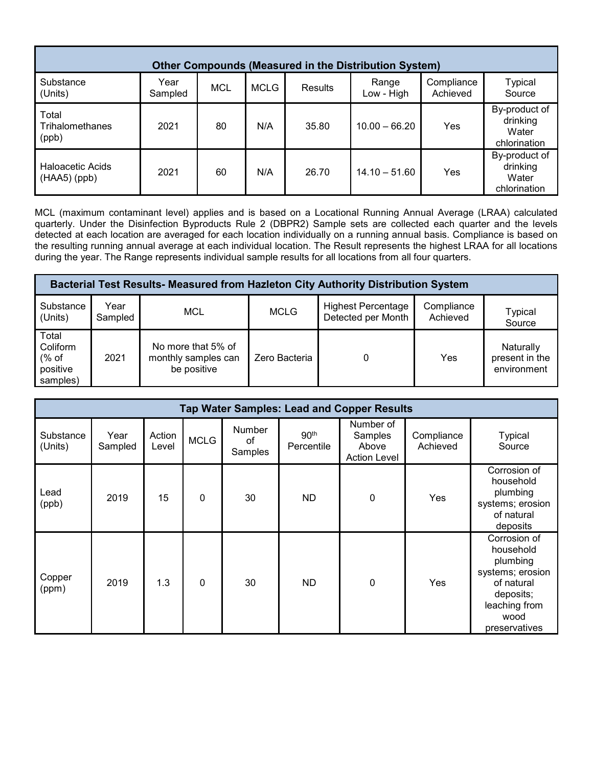| Other Compounds (Measured in the Distribution System) | | | | | | | |
|---|---|---|---|---|---|---|---|
| Substance (Units) | Year Sampled | MCL | MCLG | Results | Range Low - High | Compliance Achieved | Typical Source |
| Total Trihalomethanes (ppb) | 2021 | 80 | N/A | 35.80 | 10.00 – 66.20 | Yes | By-product of drinking Water chlorination |
| Haloacetic Acids (HAA5) (ppb) | 2021 | 60 | N/A | 26.70 | 14.10 – 51.60 | Yes | By-product of drinking Water chlorination |

MCL (maximum contaminant level) applies and is based on a Locational Running Annual Average (LRAA) calculated quarterly. Under the Disinfection Byproducts Rule 2 (DBPR2) Sample sets are collected each quarter and the levels detected at each location are averaged for each location individually on a running annual basis. Compliance is based on the resulting running annual average at each individual location. The Result represents the highest LRAA for all locations during the year. The Range represents individual sample results for all locations from all four quarters.

| Bacterial Test Results- Measured from Hazleton City Authority Distribution System | | | | | | |
|---|---|---|---|---|---|---|
| Substance (Units) | Year Sampled | MCL | MCLG | Highest Percentage Detected per Month | Compliance Achieved | Typical Source |
| Total Coliform (% of positive samples) | 2021 | No more that 5% of monthly samples can be positive | Zero Bacteria | 0 | Yes | Naturally present in the environment |

| Tap Water Samples: Lead and Copper Results | | | | | | | | |
|---|---|---|---|---|---|---|---|---|
| Substance (Units) | Year Sampled | Action Level | MCLG | Number of Samples | 90th Percentile | Number of Samples Above Action Level | Compliance Achieved | Typical Source |
| Lead (ppb) | 2019 | 15 | 0 | 30 | ND | 0 | Yes | Corrosion of household plumbing systems; erosion of natural deposits |
| Copper (ppm) | 2019 | 1.3 | 0 | 30 | ND | 0 | Yes | Corrosion of household plumbing systems; erosion of natural deposits; leaching from wood preservatives |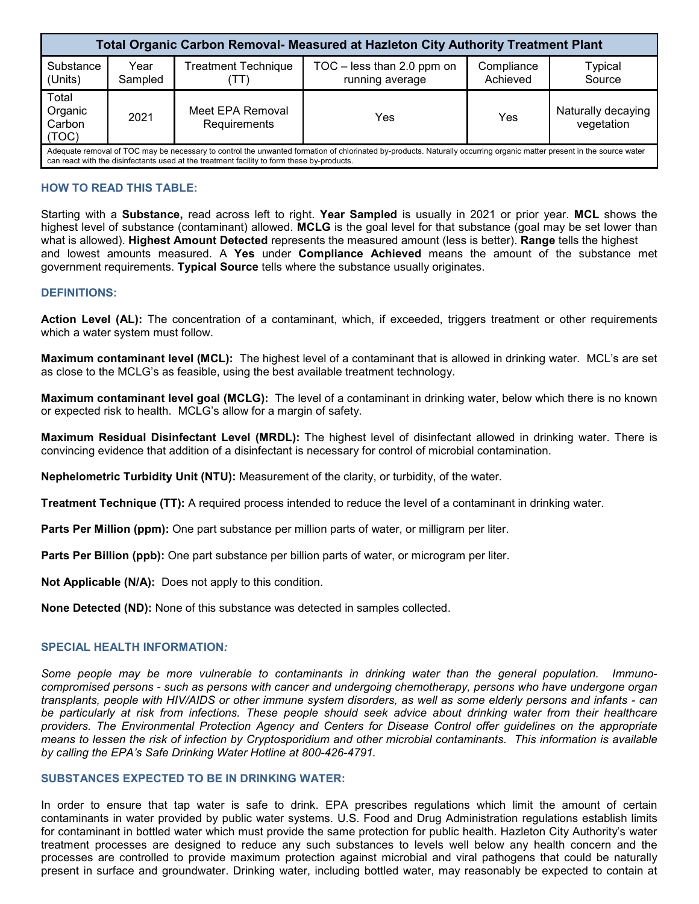| Total Organic Carbon Removal- Measured at Hazleton City Authority Treatment Plant | | | | | |
|---|---|---|---|---|---|
| Substance (Units) | Year Sampled | Treatment Technique (TT) | TOC – less than 2.0 ppm on running average | Compliance Achieved | Typical Source |
| Total Organic Carbon (TOC) | 2021 | Meet EPA Removal Requirements | Yes | Yes | Naturally decaying vegetation |
| Adequate removal of TOC may be necessary to control the unwanted formation of chlorinated by-products. Naturally occurring organic matter present in the source water can react with the disinfectants used at the treatment facility to form these by-products. | | | | | |

### HOW TO READ THIS TABLE:

Starting with a **Substance,** read across left to right. **Year Sampled** is usually in 2021 or prior year. **MCL** shows the highest level of substance (contaminant) allowed. **MCLG** is the goal level for that substance (goal may be set lower than what is allowed). **Highest Amount Detected** represents the measured amount (less is better). **Range** tells the highest and lowest amounts measured. A **Yes** under **Compliance Achieved** means the amount of the substance met government requirements. **Typical Source** tells where the substance usually originates.

### DEFINITIONS:

**Action Level (AL):** The concentration of a contaminant, which, if exceeded, triggers treatment or other requirements which a water system must follow.

**Maximum contaminant level (MCL):** The highest level of a contaminant that is allowed in drinking water. MCL's are set as close to the MCLG's as feasible, using the best available treatment technology.

**Maximum contaminant level goal (MCLG):** The level of a contaminant in drinking water, below which there is no known or expected risk to health. MCLG's allow for a margin of safety.

**Maximum Residual Disinfectant Level (MRDL):** The highest level of disinfectant allowed in drinking water. There is convincing evidence that addition of a disinfectant is necessary for control of microbial contamination.

**Nephelometric Turbidity Unit (NTU):** Measurement of the clarity, or turbidity, of the water.

**Treatment Technique (TT):** A required process intended to reduce the level of a contaminant in drinking water.

**Parts Per Million (ppm):** One part substance per million parts of water, or milligram per liter.

**Parts Per Billion (ppb):** One part substance per billion parts of water, or microgram per liter.

**Not Applicable (N/A):** Does not apply to this condition.

**None Detected (ND):** None of this substance was detected in samples collected.

### SPECIAL HEALTH INFORMATION*:*

*Some people may be more vulnerable to contaminants in drinking water than the general population. Immuno-compromised persons - such as persons with cancer and undergoing chemotherapy, persons who have undergone organ transplants, people with HIV/AIDS or other immune system disorders, as well as some elderly persons and infants - can be particularly at risk from infections. These people should seek advice about drinking water from their healthcare providers. The Environmental Protection Agency and Centers for Disease Control offer guidelines on the appropriate means to lessen the risk of infection by Cryptosporidium and other microbial contaminants. This information is available by calling the EPA's Safe Drinking Water Hotline at 800-426-4791.*

### SUBSTANCES EXPECTED TO BE IN DRINKING WATER:

In order to ensure that tap water is safe to drink. EPA prescribes regulations which limit the amount of certain contaminants in water provided by public water systems. U.S. Food and Drug Administration regulations establish limits for contaminant in bottled water which must provide the same protection for public health. Hazleton City Authority's water treatment processes are designed to reduce any such substances to levels well below any health concern and the processes are controlled to provide maximum protection against microbial and viral pathogens that could be naturally present in surface and groundwater. Drinking water, including bottled water, may reasonably be expected to contain at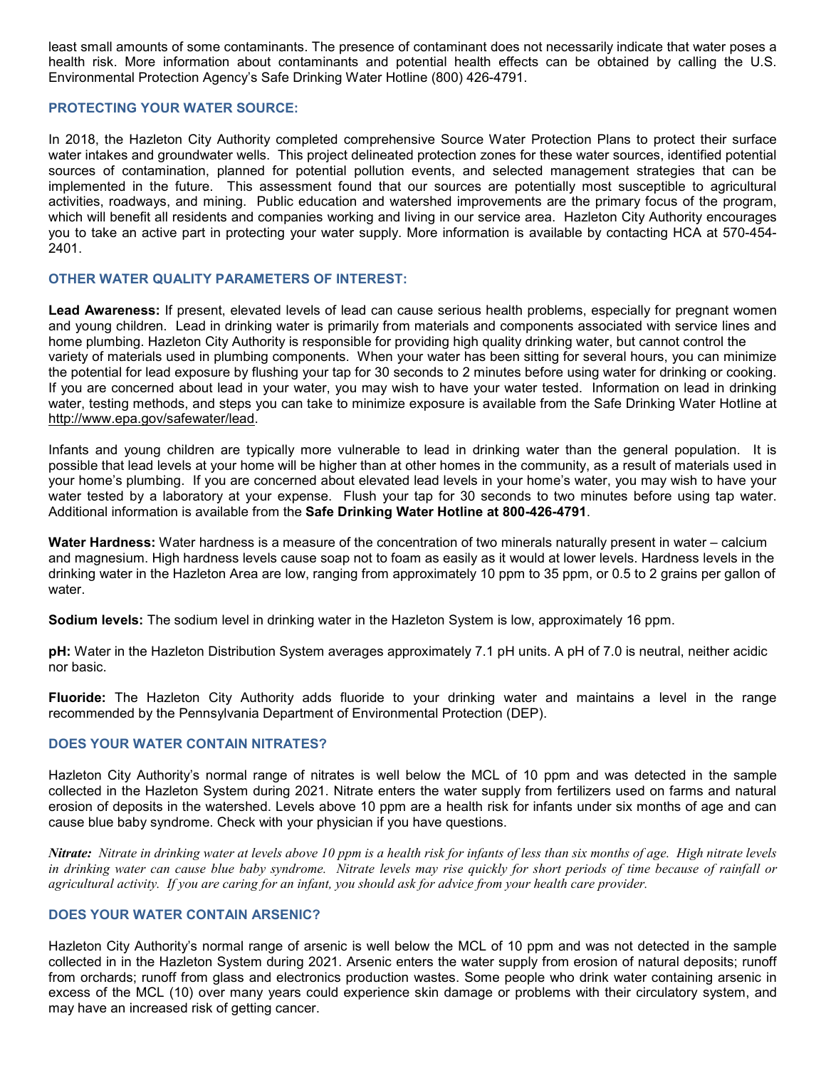least small amounts of some contaminants. The presence of contaminant does not necessarily indicate that water poses a health risk. More information about contaminants and potential health effects can be obtained by calling the U.S. Environmental Protection Agency's Safe Drinking Water Hotline (800) 426-4791.

## PROTECTING YOUR WATER SOURCE:

In 2018, the Hazleton City Authority completed comprehensive Source Water Protection Plans to protect their surface water intakes and groundwater wells. This project delineated protection zones for these water sources, identified potential sources of contamination, planned for potential pollution events, and selected management strategies that can be implemented in the future. This assessment found that our sources are potentially most susceptible to agricultural activities, roadways, and mining. Public education and watershed improvements are the primary focus of the program, which will benefit all residents and companies working and living in our service area. Hazleton City Authority encourages you to take an active part in protecting your water supply. More information is available by contacting HCA at 570-454-2401.

## OTHER WATER QUALITY PARAMETERS OF INTEREST:

**Lead Awareness:** If present, elevated levels of lead can cause serious health problems, especially for pregnant women and young children. Lead in drinking water is primarily from materials and components associated with service lines and home plumbing. Hazleton City Authority is responsible for providing high quality drinking water, but cannot control the variety of materials used in plumbing components. When your water has been sitting for several hours, you can minimize the potential for lead exposure by flushing your tap for 30 seconds to 2 minutes before using water for drinking or cooking. If you are concerned about lead in your water, you may wish to have your water tested. Information on lead in drinking water, testing methods, and steps you can take to minimize exposure is available from the Safe Drinking Water Hotline at http://www.epa.gov/safewater/lead.

Infants and young children are typically more vulnerable to lead in drinking water than the general population. It is possible that lead levels at your home will be higher than at other homes in the community, as a result of materials used in your home's plumbing. If you are concerned about elevated lead levels in your home's water, you may wish to have your water tested by a laboratory at your expense. Flush your tap for 30 seconds to two minutes before using tap water. Additional information is available from the **Safe Drinking Water Hotline at 800-426-4791**.

**Water Hardness:** Water hardness is a measure of the concentration of two minerals naturally present in water – calcium and magnesium. High hardness levels cause soap not to foam as easily as it would at lower levels. Hardness levels in the drinking water in the Hazleton Area are low, ranging from approximately 10 ppm to 35 ppm, or 0.5 to 2 grains per gallon of water.

**Sodium levels:** The sodium level in drinking water in the Hazleton System is low, approximately 16 ppm.

**pH:** Water in the Hazleton Distribution System averages approximately 7.1 pH units. A pH of 7.0 is neutral, neither acidic nor basic.

**Fluoride:** The Hazleton City Authority adds fluoride to your drinking water and maintains a level in the range recommended by the Pennsylvania Department of Environmental Protection (DEP).

## DOES YOUR WATER CONTAIN NITRATES?

Hazleton City Authority's normal range of nitrates is well below the MCL of 10 ppm and was detected in the sample collected in the Hazleton System during 2021. Nitrate enters the water supply from fertilizers used on farms and natural erosion of deposits in the watershed. Levels above 10 ppm are a health risk for infants under six months of age and can cause blue baby syndrome. Check with your physician if you have questions.

***Nitrate:*** *Nitrate in drinking water at levels above 10 ppm is a health risk for infants of less than six months of age. High nitrate levels in drinking water can cause blue baby syndrome. Nitrate levels may rise quickly for short periods of time because of rainfall or agricultural activity. If you are caring for an infant, you should ask for advice from your health care provider.*

## DOES YOUR WATER CONTAIN ARSENIC?

Hazleton City Authority's normal range of arsenic is well below the MCL of 10 ppm and was not detected in the sample collected in in the Hazleton System during 2021. Arsenic enters the water supply from erosion of natural deposits; runoff from orchards; runoff from glass and electronics production wastes. Some people who drink water containing arsenic in excess of the MCL (10) over many years could experience skin damage or problems with their circulatory system, and may have an increased risk of getting cancer.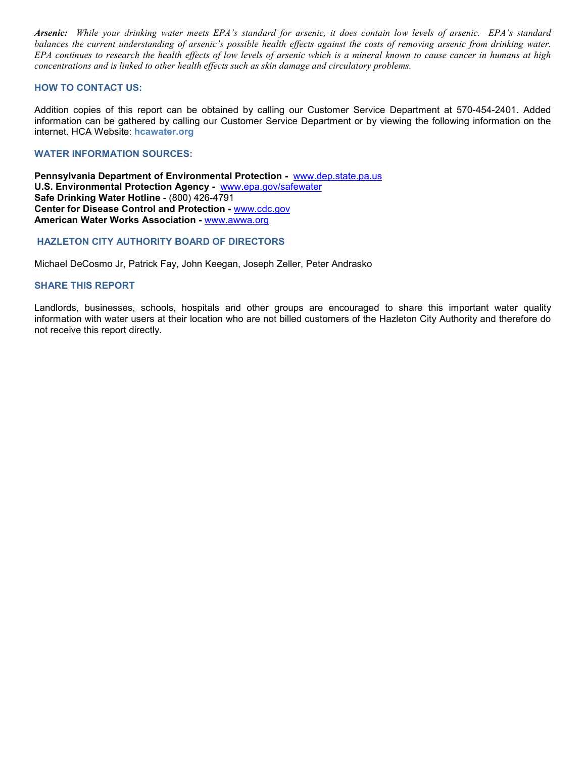***Arsenic:*** *While your drinking water meets EPA's standard for arsenic, it does contain low levels of arsenic. EPA's standard balances the current understanding of arsenic's possible health effects against the costs of removing arsenic from drinking water. EPA continues to research the health effects of low levels of arsenic which is a mineral known to cause cancer in humans at high concentrations and is linked to other health effects such as skin damage and circulatory problems.*

### HOW TO CONTACT US:

Addition copies of this report can be obtained by calling our Customer Service Department at 570-454-2401. Added information can be gathered by calling our Customer Service Department or by viewing the following information on the internet. HCA Website: **hcawater.org**

### WATER INFORMATION SOURCES:

**Pennsylvania Department of Environmental Protection -** www.dep.state.pa.us
**U.S. Environmental Protection Agency -** www.epa.gov/safewater
**Safe Drinking Water Hotline** - (800) 426-4791
**Center for Disease Control and Protection -** www.cdc.gov
**American Water Works Association -** www.awwa.org

### HAZLETON CITY AUTHORITY BOARD OF DIRECTORS

Michael DeCosmo Jr, Patrick Fay, John Keegan, Joseph Zeller, Peter Andrasko

### SHARE THIS REPORT

Landlords, businesses, schools, hospitals and other groups are encouraged to share this important water quality information with water users at their location who are not billed customers of the Hazleton City Authority and therefore do not receive this report directly.